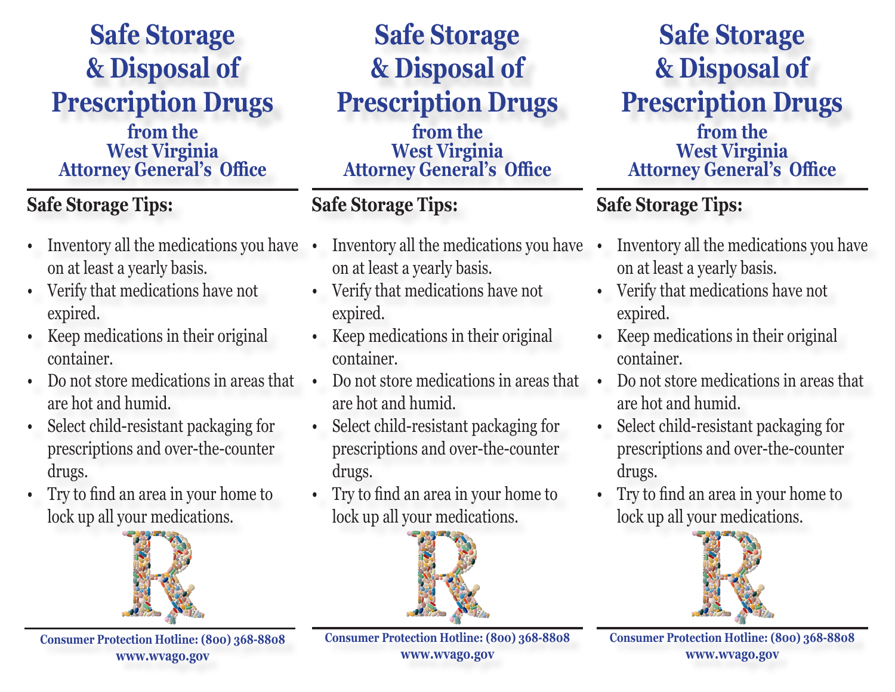# Safe Storage & Disposal of Prescription Drugs

## from the West Virginia Attorney General's Office

### Safe Storage Tips:

- Inventory all the medications you have on at least a yearly basis.
- Verify that medications have not expired.
- Keep medications in their original container.
- Do not store medications in areas that are hot and humid.
- Select child-resistant packaging for prescriptions and over-the-counter drugs.
- Try to find an area in your home to lock up all your medications.

**Consumer Protection Hotline: (800) 368-8808**
**www.wvago.gov**

# Safe Storage & Disposal of Prescription Drugs

## from the West Virginia Attorney General's Office

### Safe Storage Tips:

- Inventory all the medications you have on at least a yearly basis.
- Verify that medications have not expired.
- Keep medications in their original container.
- Do not store medications in areas that are hot and humid.
- Select child-resistant packaging for prescriptions and over-the-counter drugs.
- Try to find an area in your home to lock up all your medications.

**Consumer Protection Hotline: (800) 368-8808**
**www.wvago.gov**

# Safe Storage & Disposal of Prescription Drugs

## from the West Virginia Attorney General's Office

### Safe Storage Tips:

- Inventory all the medications you have on at least a yearly basis.
- Verify that medications have not expired.
- Keep medications in their original container.
- Do not store medications in areas that are hot and humid.
- Select child-resistant packaging for prescriptions and over-the-counter drugs.
- Try to find an area in your home to lock up all your medications.

**Consumer Protection Hotline: (800) 368-8808**
**www.wvago.gov**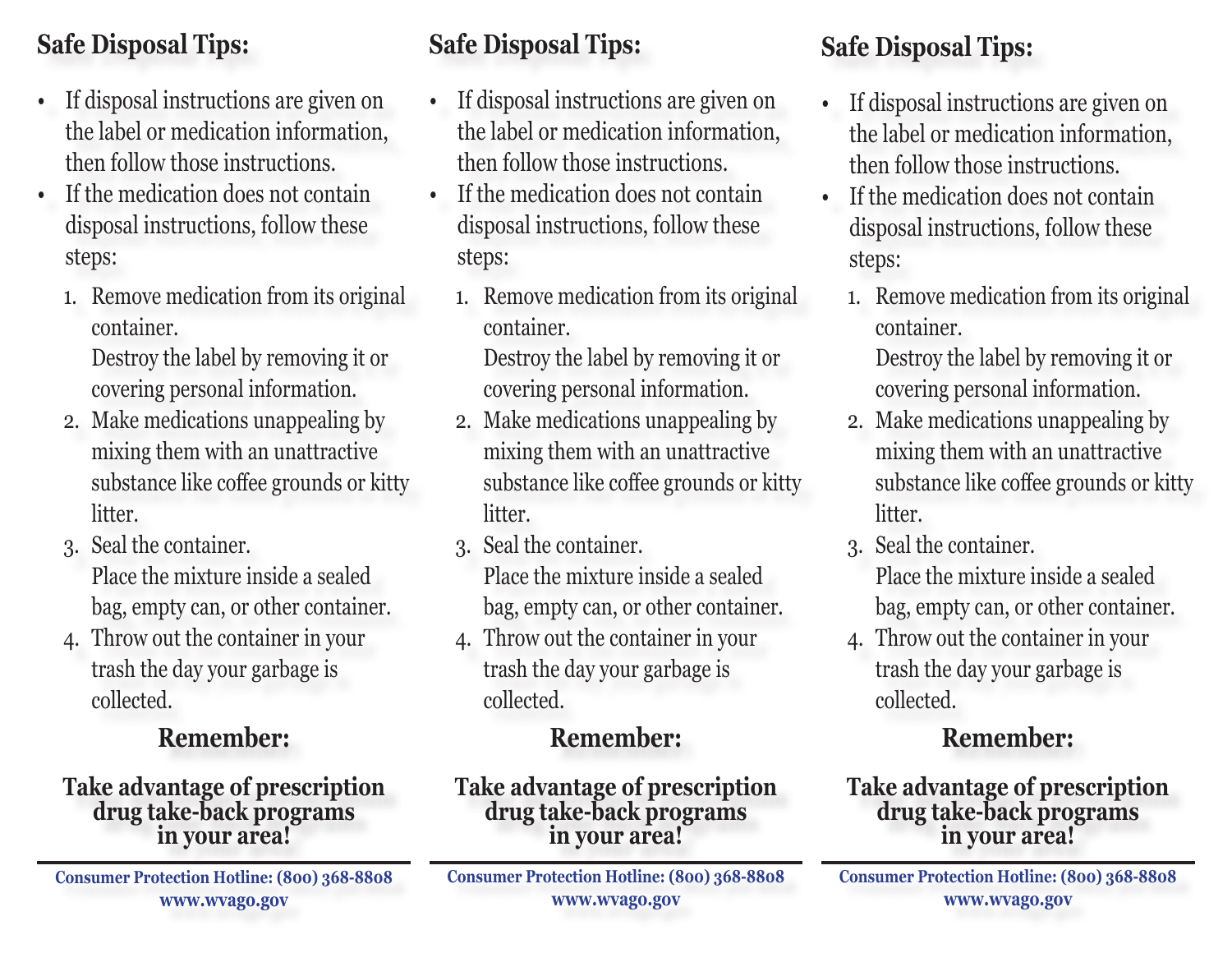## Safe Disposal Tips:

- If disposal instructions are given on the label or medication information, then follow those instructions.
- If the medication does not contain disposal instructions, follow these steps:

1. Remove medication from its original container.
   Destroy the label by removing it or covering personal information.
2. Make medications unappealing by mixing them with an unattractive substance like coffee grounds or kitty litter.
3. Seal the container.
   Place the mixture inside a sealed bag, empty can, or other container.
4. Throw out the container in your trash the day your garbage is collected.

**Remember:**

**Take advantage of prescription drug take-back programs in your area!**

---

**Consumer Protection Hotline: (800) 368-8808**
**www.wvago.gov**

## Safe Disposal Tips:

- If disposal instructions are given on the label or medication information, then follow those instructions.
- If the medication does not contain disposal instructions, follow these steps:

1. Remove medication from its original container.
   Destroy the label by removing it or covering personal information.
2. Make medications unappealing by mixing them with an unattractive substance like coffee grounds or kitty litter.
3. Seal the container.
   Place the mixture inside a sealed bag, empty can, or other container.
4. Throw out the container in your trash the day your garbage is collected.

**Remember:**

**Take advantage of prescription drug take-back programs in your area!**

---

**Consumer Protection Hotline: (800) 368-8808**
**www.wvago.gov**

## Safe Disposal Tips:

- If disposal instructions are given on the label or medication information, then follow those instructions.
- If the medication does not contain disposal instructions, follow these steps:

1. Remove medication from its original container.
   Destroy the label by removing it or covering personal information.
2. Make medications unappealing by mixing them with an unattractive substance like coffee grounds or kitty litter.
3. Seal the container.
   Place the mixture inside a sealed bag, empty can, or other container.
4. Throw out the container in your trash the day your garbage is collected.

**Remember:**

**Take advantage of prescription drug take-back programs in your area!**

---

**Consumer Protection Hotline: (800) 368-8808**
**www.wvago.gov**